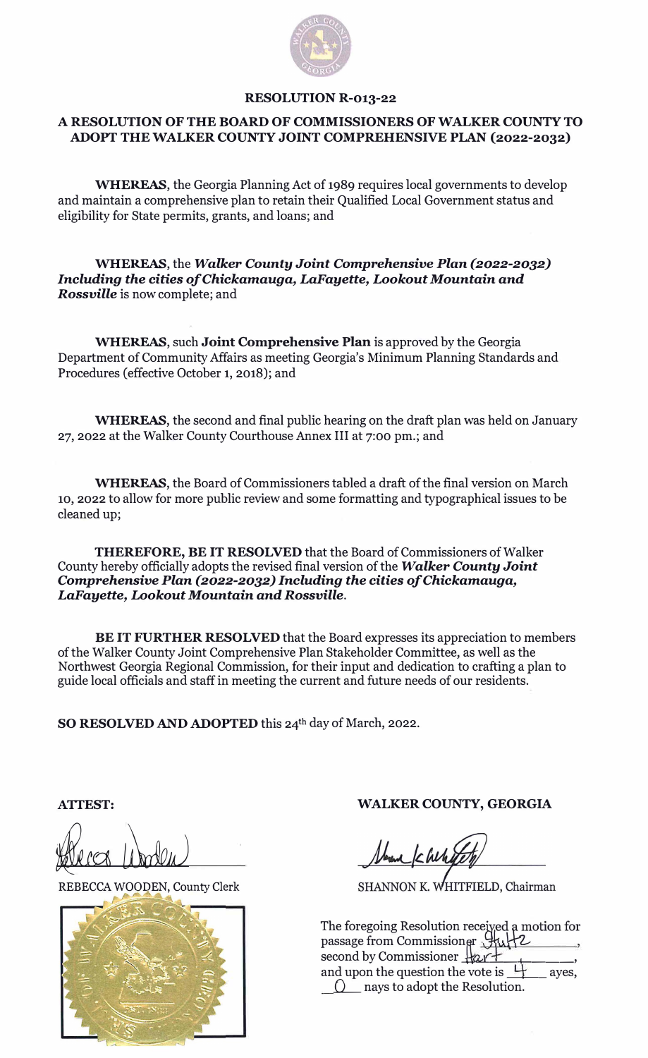# RESOLUTION R-013-22

## A RESOLUTION OF THE BOARD OF COMMISSIONERS OF WALKER COUNTY TO ADOPT THE WALKER COUNTY JOINT COMPREHENSIVE PLAN (2022-2032)

**WHEREAS**, the Georgia Planning Act of 1989 requires local governments to develop and maintain a comprehensive plan to retain their Qualified Local Government status and eligibility for State permits, grants, and loans; and

**WHEREAS**, the ***Walker County Joint Comprehensive Plan (2022-2032) Including the cities of Chickamauga, LaFayette, Lookout Mountain and Rossville*** is now complete; and

**WHEREAS**, such **Joint Comprehensive Plan** is approved by the Georgia Department of Community Affairs as meeting Georgia's Minimum Planning Standards and Procedures (effective October 1, 2018); and

**WHEREAS**, the second and final public hearing on the draft plan was held on January 27, 2022 at the Walker County Courthouse Annex III at 7:00 pm.; and

**WHEREAS**, the Board of Commissioners tabled a draft of the final version on March 10, 2022 to allow for more public review and some formatting and typographical issues to be cleaned up;

**THEREFORE, BE IT RESOLVED** that the Board of Commissioners of Walker County hereby officially adopts the revised final version of the ***Walker County Joint Comprehensive Plan (2022-2032) Including the cities of Chickamauga, LaFayette, Lookout Mountain and Rossville***.

**BE IT FURTHER RESOLVED** that the Board expresses its appreciation to members of the Walker County Joint Comprehensive Plan Stakeholder Committee, as well as the Northwest Georgia Regional Commission, for their input and dedication to crafting a plan to guide local officials and staff in meeting the current and future needs of our residents.

**SO RESOLVED AND ADOPTED** this 24th day of March, 2022.

**ATTEST:**

REBECCA WOODEN, County Clerk

**WALKER COUNTY, GEORGIA**

SHANNON K. WHITFIELD, Chairman

The foregoing Resolution received a motion for passage from Commissioner Shultz, second by Commissioner Hart, and upon the question the vote is 4 ayes, 0 nays to adopt the Resolution.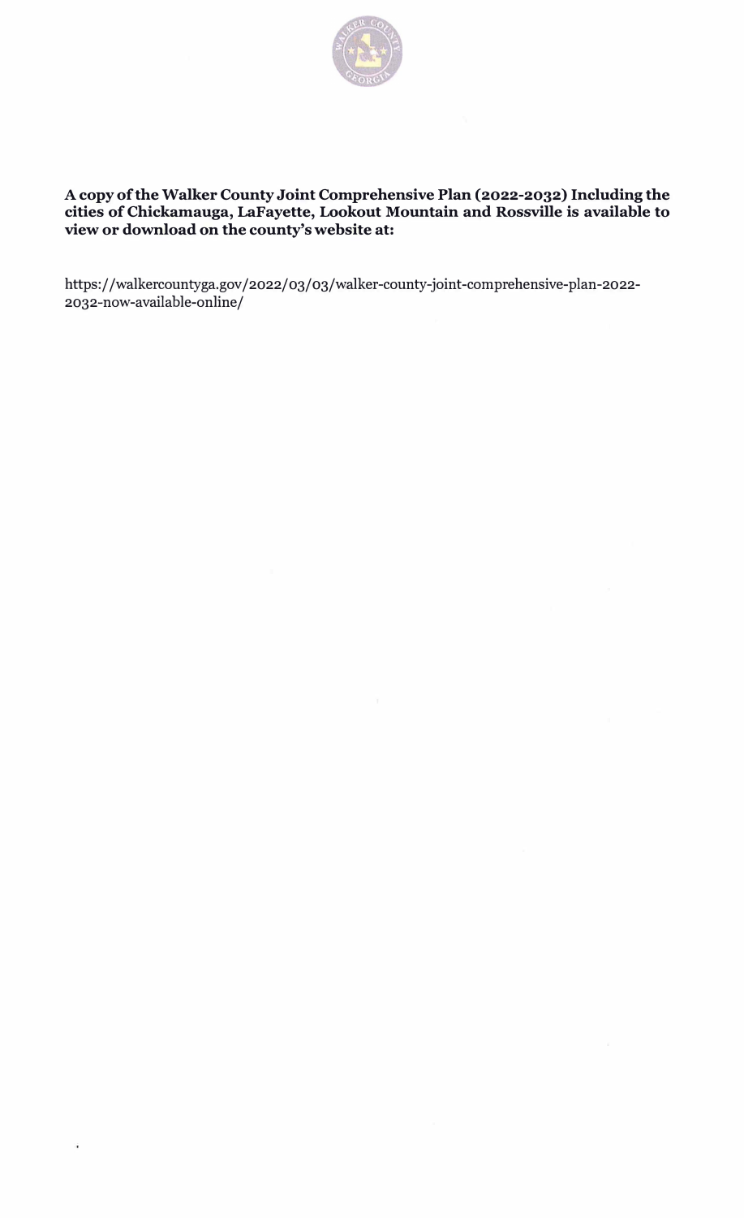**A copy of the Walker County Joint Comprehensive Plan (2022-2032) Including the cities of Chickamauga, LaFayette, Lookout Mountain and Rossville is available to view or download on the county's website at:**

https://walkercountyga.gov/2022/03/03/walker-county-joint-comprehensive-plan-2022-2032-now-available-online/